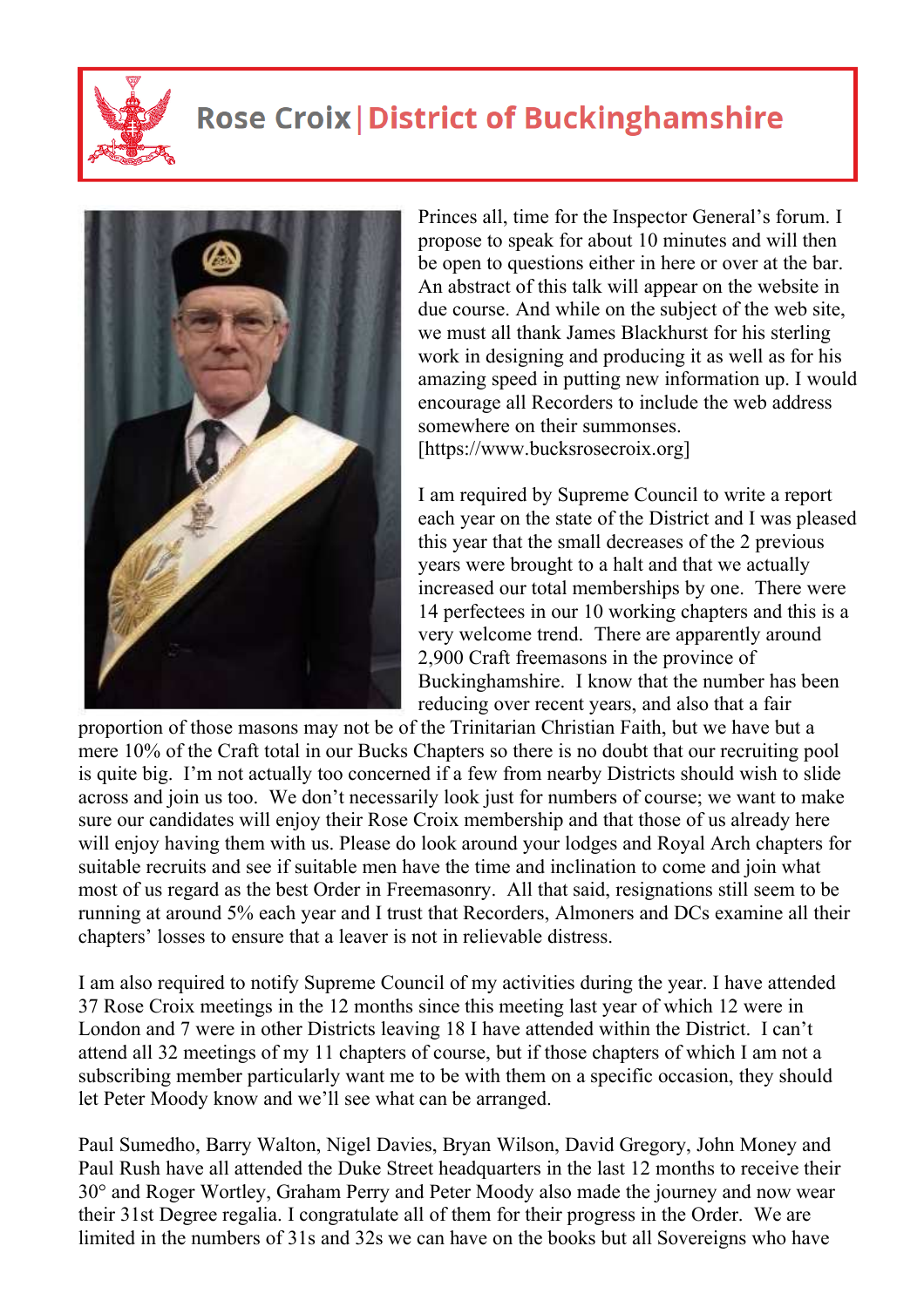# Rose Croix | District of Buckinghamshire

Princes all, time for the Inspector General's forum. I propose to speak for about 10 minutes and will then be open to questions either in here or over at the bar. An abstract of this talk will appear on the website in due course. And while on the subject of the web site, we must all thank James Blackhurst for his sterling work in designing and producing it as well as for his amazing speed in putting new information up. I would encourage all Recorders to include the web address somewhere on their summonses. [https://www.bucksrosecroix.org]

I am required by Supreme Council to write a report each year on the state of the District and I was pleased this year that the small decreases of the 2 previous years were brought to a halt and that we actually increased our total memberships by one. There were 14 perfectees in our 10 working chapters and this is a very welcome trend. There are apparently around 2,900 Craft freemasons in the province of Buckinghamshire. I know that the number has been reducing over recent years, and also that a fair proportion of those masons may not be of the Trinitarian Christian Faith, but we have but a mere 10% of the Craft total in our Bucks Chapters so there is no doubt that our recruiting pool is quite big. I'm not actually too concerned if a few from nearby Districts should wish to slide across and join us too. We don't necessarily look just for numbers of course; we want to make sure our candidates will enjoy their Rose Croix membership and that those of us already here will enjoy having them with us. Please do look around your lodges and Royal Arch chapters for suitable recruits and see if suitable men have the time and inclination to come and join what most of us regard as the best Order in Freemasonry. All that said, resignations still seem to be running at around 5% each year and I trust that Recorders, Almoners and DCs examine all their chapters' losses to ensure that a leaver is not in relievable distress.

I am also required to notify Supreme Council of my activities during the year. I have attended 37 Rose Croix meetings in the 12 months since this meeting last year of which 12 were in London and 7 were in other Districts leaving 18 I have attended within the District. I can't attend all 32 meetings of my 11 chapters of course, but if those chapters of which I am not a subscribing member particularly want me to be with them on a specific occasion, they should let Peter Moody know and we'll see what can be arranged.

Paul Sumedho, Barry Walton, Nigel Davies, Bryan Wilson, David Gregory, John Money and Paul Rush have all attended the Duke Street headquarters in the last 12 months to receive their 30° and Roger Wortley, Graham Perry and Peter Moody also made the journey and now wear their 31st Degree regalia. I congratulate all of them for their progress in the Order. We are limited in the numbers of 31s and 32s we can have on the books but all Sovereigns who have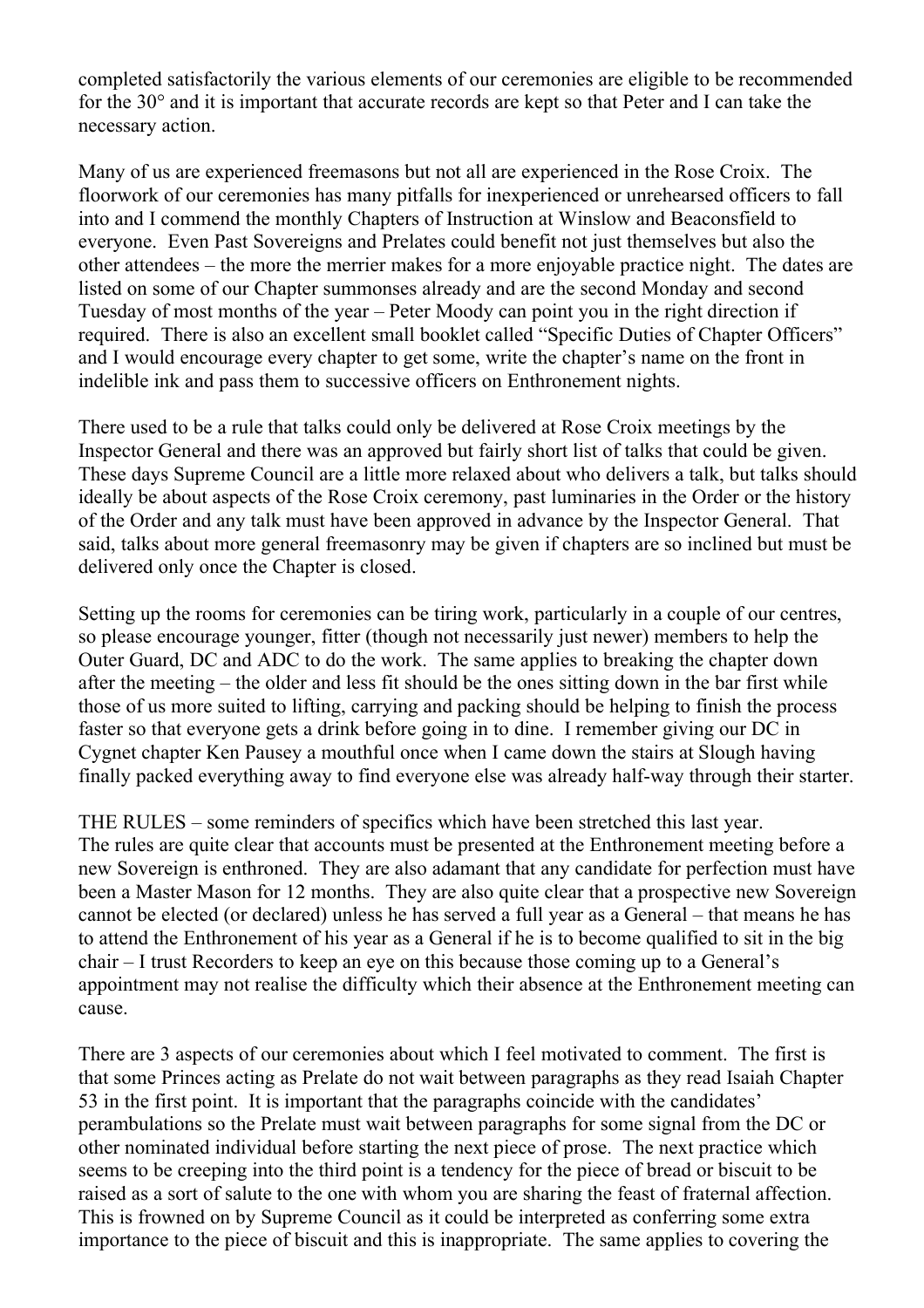completed satisfactorily the various elements of our ceremonies are eligible to be recommended for the 30° and it is important that accurate records are kept so that Peter and I can take the necessary action.

Many of us are experienced freemasons but not all are experienced in the Rose Croix. The floorwork of our ceremonies has many pitfalls for inexperienced or unrehearsed officers to fall into and I commend the monthly Chapters of Instruction at Winslow and Beaconsfield to everyone. Even Past Sovereigns and Prelates could benefit not just themselves but also the other attendees – the more the merrier makes for a more enjoyable practice night. The dates are listed on some of our Chapter summonses already and are the second Monday and second Tuesday of most months of the year – Peter Moody can point you in the right direction if required. There is also an excellent small booklet called "Specific Duties of Chapter Officers" and I would encourage every chapter to get some, write the chapter's name on the front in indelible ink and pass them to successive officers on Enthronement nights.

There used to be a rule that talks could only be delivered at Rose Croix meetings by the Inspector General and there was an approved but fairly short list of talks that could be given. These days Supreme Council are a little more relaxed about who delivers a talk, but talks should ideally be about aspects of the Rose Croix ceremony, past luminaries in the Order or the history of the Order and any talk must have been approved in advance by the Inspector General. That said, talks about more general freemasonry may be given if chapters are so inclined but must be delivered only once the Chapter is closed.

Setting up the rooms for ceremonies can be tiring work, particularly in a couple of our centres, so please encourage younger, fitter (though not necessarily just newer) members to help the Outer Guard, DC and ADC to do the work. The same applies to breaking the chapter down after the meeting – the older and less fit should be the ones sitting down in the bar first while those of us more suited to lifting, carrying and packing should be helping to finish the process faster so that everyone gets a drink before going in to dine. I remember giving our DC in Cygnet chapter Ken Pausey a mouthful once when I came down the stairs at Slough having finally packed everything away to find everyone else was already half-way through their starter.

THE RULES – some reminders of specifics which have been stretched this last year.
The rules are quite clear that accounts must be presented at the Enthronement meeting before a new Sovereign is enthroned. They are also adamant that any candidate for perfection must have been a Master Mason for 12 months. They are also quite clear that a prospective new Sovereign cannot be elected (or declared) unless he has served a full year as a General – that means he has to attend the Enthronement of his year as a General if he is to become qualified to sit in the big chair – I trust Recorders to keep an eye on this because those coming up to a General's appointment may not realise the difficulty which their absence at the Enthronement meeting can cause.

There are 3 aspects of our ceremonies about which I feel motivated to comment. The first is that some Princes acting as Prelate do not wait between paragraphs as they read Isaiah Chapter 53 in the first point. It is important that the paragraphs coincide with the candidates' perambulations so the Prelate must wait between paragraphs for some signal from the DC or other nominated individual before starting the next piece of prose. The next practice which seems to be creeping into the third point is a tendency for the piece of bread or biscuit to be raised as a sort of salute to the one with whom you are sharing the feast of fraternal affection. This is frowned on by Supreme Council as it could be interpreted as conferring some extra importance to the piece of biscuit and this is inappropriate. The same applies to covering the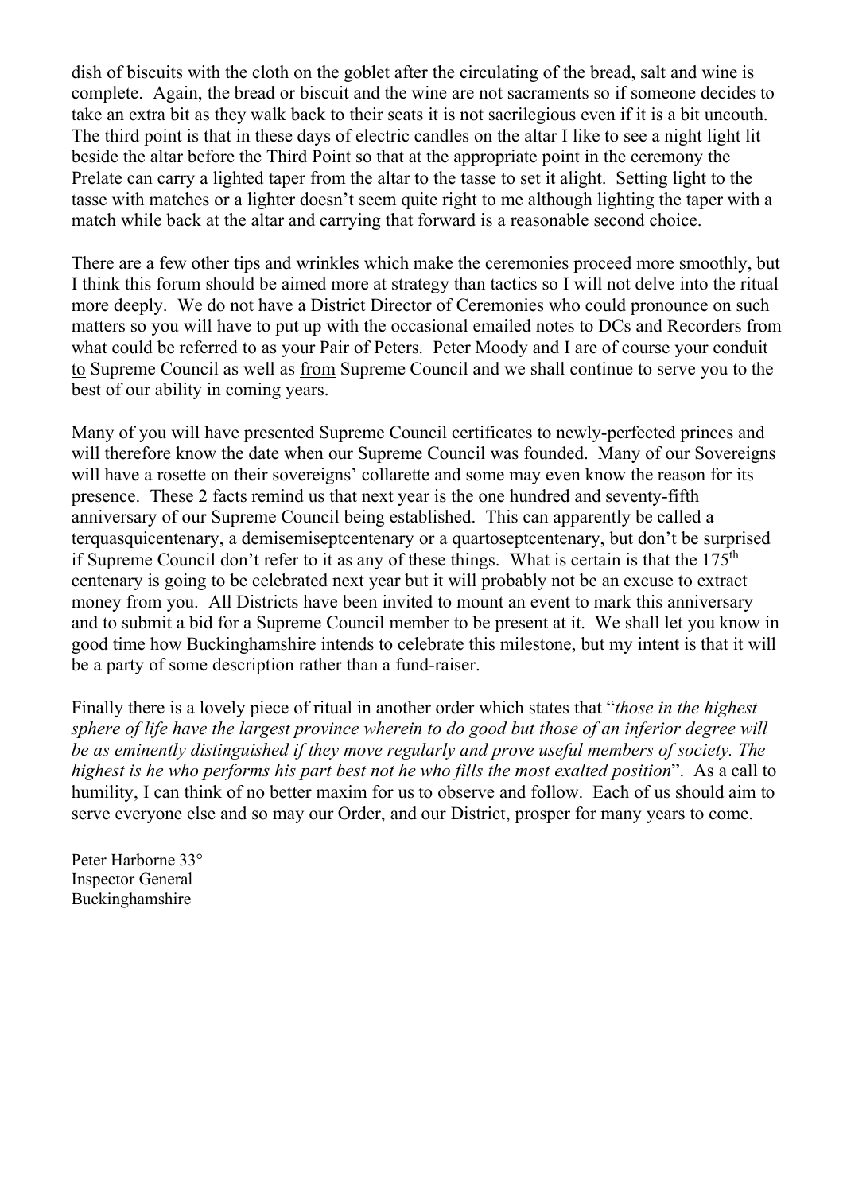dish of biscuits with the cloth on the goblet after the circulating of the bread, salt and wine is complete. Again, the bread or biscuit and the wine are not sacraments so if someone decides to take an extra bit as they walk back to their seats it is not sacrilegious even if it is a bit uncouth. The third point is that in these days of electric candles on the altar I like to see a night light lit beside the altar before the Third Point so that at the appropriate point in the ceremony the Prelate can carry a lighted taper from the altar to the tasse to set it alight. Setting light to the tasse with matches or a lighter doesn't seem quite right to me although lighting the taper with a match while back at the altar and carrying that forward is a reasonable second choice.

There are a few other tips and wrinkles which make the ceremonies proceed more smoothly, but I think this forum should be aimed more at strategy than tactics so I will not delve into the ritual more deeply. We do not have a District Director of Ceremonies who could pronounce on such matters so you will have to put up with the occasional emailed notes to DCs and Recorders from what could be referred to as your Pair of Peters. Peter Moody and I are of course your conduit to Supreme Council as well as from Supreme Council and we shall continue to serve you to the best of our ability in coming years.

Many of you will have presented Supreme Council certificates to newly-perfected princes and will therefore know the date when our Supreme Council was founded. Many of our Sovereigns will have a rosette on their sovereigns' collarette and some may even know the reason for its presence. These 2 facts remind us that next year is the one hundred and seventy-fifth anniversary of our Supreme Council being established. This can apparently be called a terquasquicentenary, a demisemiseptcentenary or a quartoseptcentenary, but don't be surprised if Supreme Council don't refer to it as any of these things. What is certain is that the 175th centenary is going to be celebrated next year but it will probably not be an excuse to extract money from you. All Districts have been invited to mount an event to mark this anniversary and to submit a bid for a Supreme Council member to be present at it. We shall let you know in good time how Buckinghamshire intends to celebrate this milestone, but my intent is that it will be a party of some description rather than a fund-raiser.

Finally there is a lovely piece of ritual in another order which states that "*those in the highest sphere of life have the largest province wherein to do good but those of an inferior degree will be as eminently distinguished if they move regularly and prove useful members of society. The highest is he who performs his part best not he who fills the most exalted position*". As a call to humility, I can think of no better maxim for us to observe and follow. Each of us should aim to serve everyone else and so may our Order, and our District, prosper for many years to come.

Peter Harborne 33°
Inspector General
Buckinghamshire